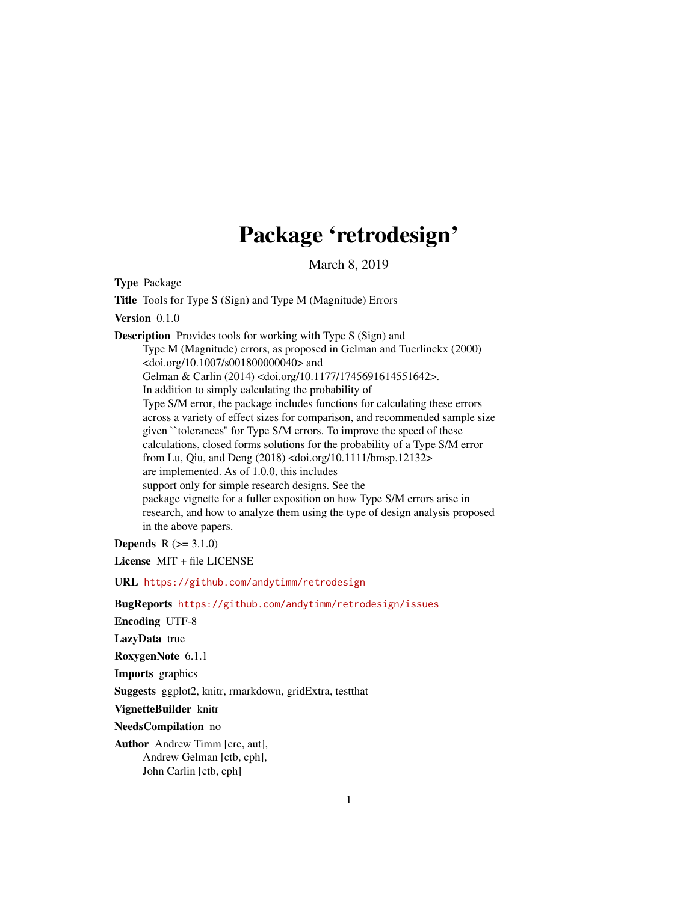# Package 'retrodesign'

March 8, 2019

**Type** Package

**Title** Tools for Type S (Sign) and Type M (Magnitude) Errors

**Version** 0.1.0

**Description** Provides tools for working with Type S (Sign) and Type M (Magnitude) errors, as proposed in Gelman and Tuerlinckx (2000) <doi.org/10.1007/s001800000040> and Gelman & Carlin (2014) <doi.org/10.1177/1745691614551642>. In addition to simply calculating the probability of Type S/M error, the package includes functions for calculating these errors across a variety of effect sizes for comparison, and recommended sample size given ``tolerances'' for Type S/M errors. To improve the speed of these calculations, closed forms solutions for the probability of a Type S/M error from Lu, Qiu, and Deng (2018) <doi.org/10.1111/bmsp.12132> are implemented. As of 1.0.0, this includes support only for simple research designs. See the package vignette for a fuller exposition on how Type S/M errors arise in research, and how to analyze them using the type of design analysis proposed in the above papers.

**Depends** R (>= 3.1.0)

**License** MIT + file LICENSE

**URL** https://github.com/andytimm/retrodesign

**BugReports** https://github.com/andytimm/retrodesign/issues

**Encoding** UTF-8

**LazyData** true

**RoxygenNote** 6.1.1

**Imports** graphics

**Suggests** ggplot2, knitr, rmarkdown, gridExtra, testthat

**VignetteBuilder** knitr

**NeedsCompilation** no

**Author** Andrew Timm [cre, aut],
Andrew Gelman [ctb, cph],
John Carlin [ctb, cph]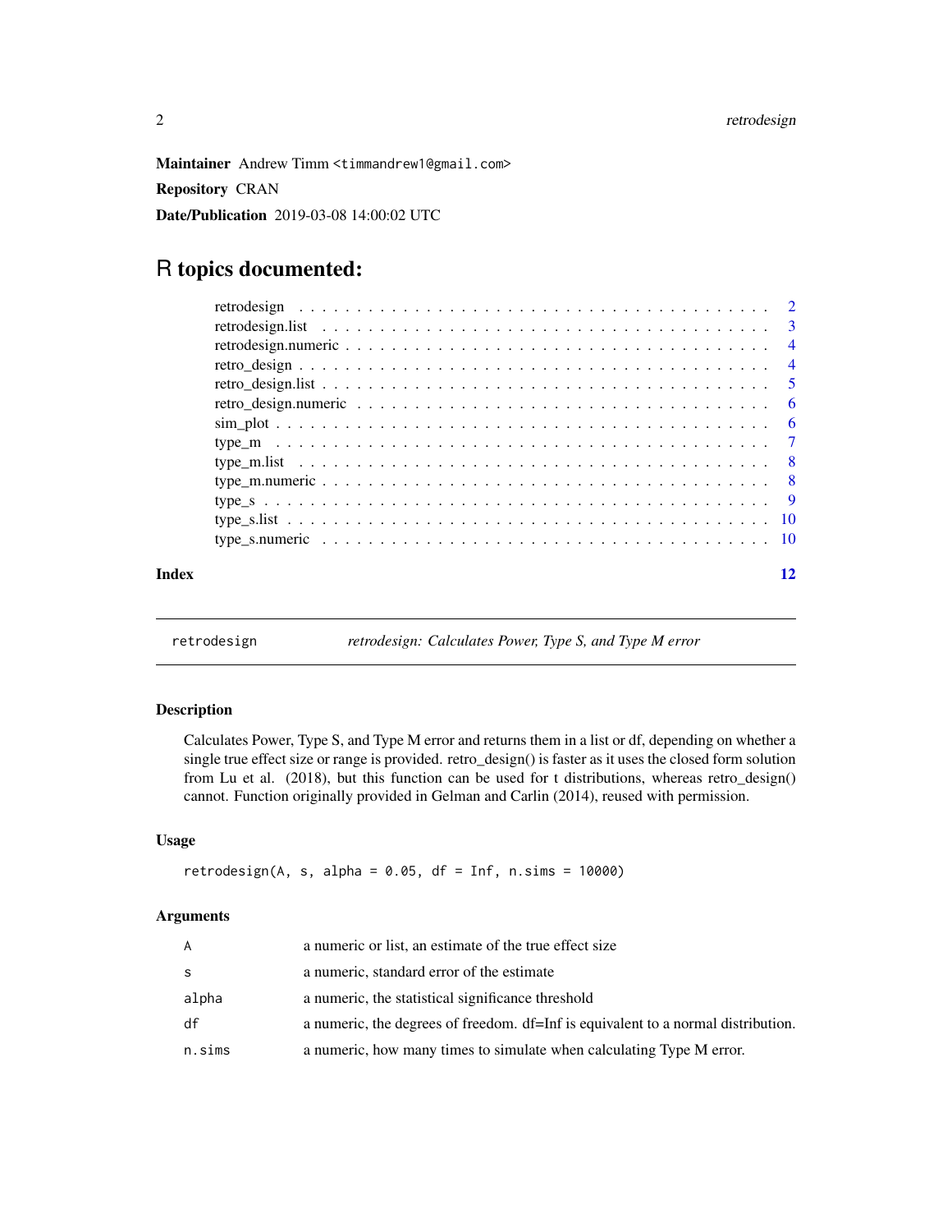**Maintainer** Andrew Timm <timmandrew1@gmail.com>

**Repository** CRAN

**Date/Publication** 2019-03-08 14:00:02 UTC

# R topics documented:

- retrodesign . . . . . . . . . . . . . . . . . . . . . . . . . . . . . . . . . . . . . . . 2
- retrodesign.list . . . . . . . . . . . . . . . . . . . . . . . . . . . . . . . . . . . . . 3
- retrodesign.numeric . . . . . . . . . . . . . . . . . . . . . . . . . . . . . . . . . . 4
- retro_design . . . . . . . . . . . . . . . . . . . . . . . . . . . . . . . . . . . . . . 4
- retro_design.list . . . . . . . . . . . . . . . . . . . . . . . . . . . . . . . . . . . . 5
- retro_design.numeric . . . . . . . . . . . . . . . . . . . . . . . . . . . . . . . . . 6
- sim_plot . . . . . . . . . . . . . . . . . . . . . . . . . . . . . . . . . . . . . . . . 6
- type_m . . . . . . . . . . . . . . . . . . . . . . . . . . . . . . . . . . . . . . . . . 7
- type_m.list . . . . . . . . . . . . . . . . . . . . . . . . . . . . . . . . . . . . . . . 8
- type_m.numeric . . . . . . . . . . . . . . . . . . . . . . . . . . . . . . . . . . . . 8
- type_s . . . . . . . . . . . . . . . . . . . . . . . . . . . . . . . . . . . . . . . . . 9
- type_s.list . . . . . . . . . . . . . . . . . . . . . . . . . . . . . . . . . . . . . . . 10
- type_s.numeric . . . . . . . . . . . . . . . . . . . . . . . . . . . . . . . . . . . . 10

**Index** 12

---

`retrodesign` *retrodesign: Calculates Power, Type S, and Type M error*

---

### Description

Calculates Power, Type S, and Type M error and returns them in a list or df, depending on whether a single true effect size or range is provided. retro_design() is faster as it uses the closed form solution from Lu et al. (2018), but this function can be used for t distributions, whereas retro_design() cannot. Function originally provided in Gelman and Carlin (2014), reused with permission.

### Usage

```
retrodesign(A, s, alpha = 0.05, df = Inf, n.sims = 10000)
```

### Arguments

| | |
|---|---|
| `A` | a numeric or list, an estimate of the true effect size |
| `s` | a numeric, standard error of the estimate |
| `alpha` | a numeric, the statistical significance threshold |
| `df` | a numeric, the degrees of freedom. df=Inf is equivalent to a normal distribution. |
| `n.sims` | a numeric, how many times to simulate when calculating Type M error. |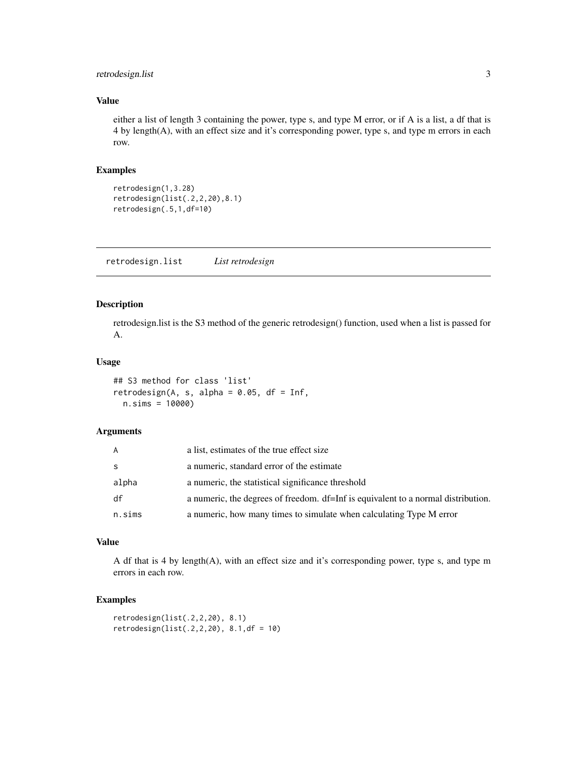### Value

either a list of length 3 containing the power, type s, and type M error, or if A is a list, a df that is 4 by length(A), with an effect size and it's corresponding power, type s, and type m errors in each row.

### Examples

```
retrodesign(1,3.28)
retrodesign(list(.2,2,20),8.1)
retrodesign(.5,1,df=10)
```

## retrodesign.list *List retrodesign*

### Description

retrodesign.list is the S3 method of the generic retrodesign() function, used when a list is passed for A.

### Usage

```
## S3 method for class 'list'
retrodesign(A, s, alpha = 0.05, df = Inf,
  n.sims = 10000)
```

### Arguments

| | |
|---|---|
| A | a list, estimates of the true effect size |
| s | a numeric, standard error of the estimate |
| alpha | a numeric, the statistical significance threshold |
| df | a numeric, the degrees of freedom. df=Inf is equivalent to a normal distribution. |
| n.sims | a numeric, how many times to simulate when calculating Type M error |

### Value

A df that is 4 by length(A), with an effect size and it's corresponding power, type s, and type m errors in each row.

### Examples

```
retrodesign(list(.2,2,20), 8.1)
retrodesign(list(.2,2,20), 8.1,df = 10)
```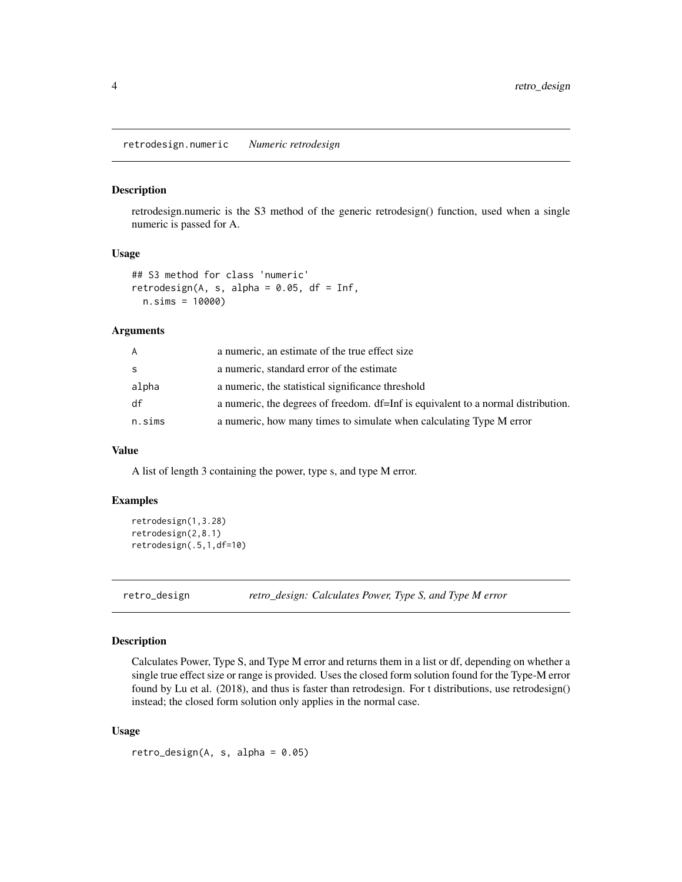## retrodesign.numeric *Numeric retrodesign*

### Description

retrodesign.numeric is the S3 method of the generic retrodesign() function, used when a single numeric is passed for A.

### Usage

```
## S3 method for class 'numeric'
retrodesign(A, s, alpha = 0.05, df = Inf,
  n.sims = 10000)
```

### Arguments

| | |
|---|---|
| A | a numeric, an estimate of the true effect size |
| s | a numeric, standard error of the estimate |
| alpha | a numeric, the statistical significance threshold |
| df | a numeric, the degrees of freedom. df=Inf is equivalent to a normal distribution. |
| n.sims | a numeric, how many times to simulate when calculating Type M error |

### Value

A list of length 3 containing the power, type s, and type M error.

### Examples

```
retrodesign(1,3.28)
retrodesign(2,8.1)
retrodesign(.5,1,df=10)
```

## retro_design *retro_design: Calculates Power, Type S, and Type M error*

### Description

Calculates Power, Type S, and Type M error and returns them in a list or df, depending on whether a single true effect size or range is provided. Uses the closed form solution found for the Type-M error found by Lu et al. (2018), and thus is faster than retrodesign. For t distributions, use retrodesign() instead; the closed form solution only applies in the normal case.

### Usage

```
retro_design(A, s, alpha = 0.05)
```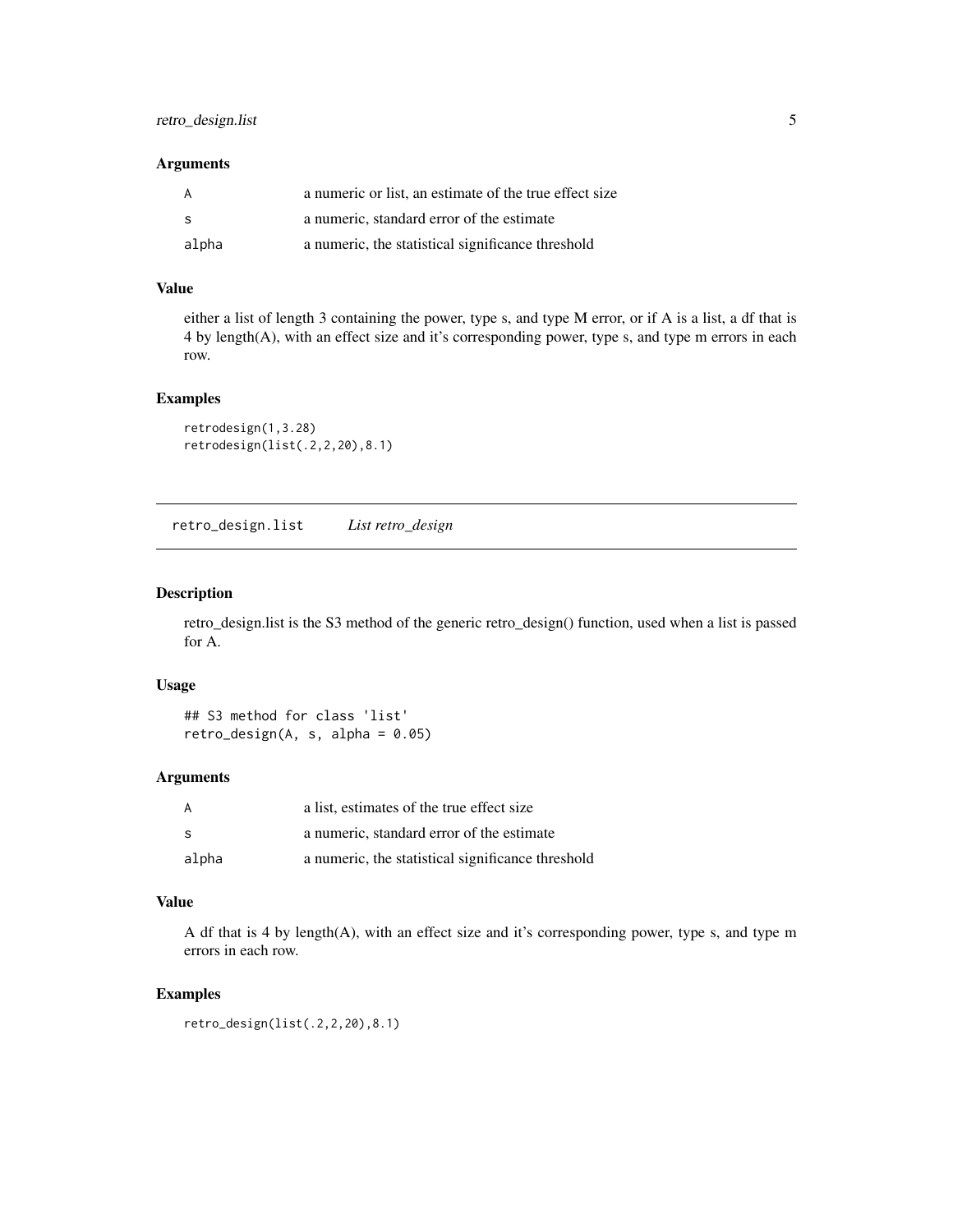### Arguments

| | |
|---|---|
| A | a numeric or list, an estimate of the true effect size |
| s | a numeric, standard error of the estimate |
| alpha | a numeric, the statistical significance threshold |

### Value

either a list of length 3 containing the power, type s, and type M error, or if A is a list, a df that is 4 by length(A), with an effect size and it's corresponding power, type s, and type m errors in each row.

### Examples

```
retrodesign(1,3.28)
retrodesign(list(.2,2,20),8.1)
```

---

## retro_design.list — *List retro_design*

### Description

retro_design.list is the S3 method of the generic retro_design() function, used when a list is passed for A.

### Usage

```
## S3 method for class 'list'
retro_design(A, s, alpha = 0.05)
```

### Arguments

| | |
|---|---|
| A | a list, estimates of the true effect size |
| s | a numeric, standard error of the estimate |
| alpha | a numeric, the statistical significance threshold |

### Value

A df that is 4 by length(A), with an effect size and it's corresponding power, type s, and type m errors in each row.

### Examples

```
retro_design(list(.2,2,20),8.1)
```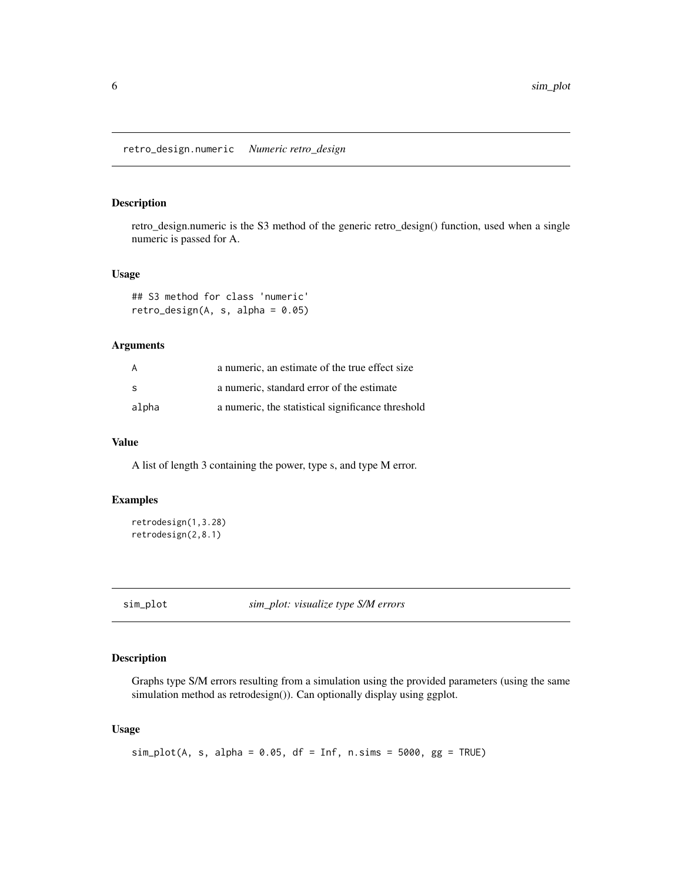## retro_design.numeric *Numeric retro_design*

### Description

retro_design.numeric is the S3 method of the generic retro_design() function, used when a single numeric is passed for A.

### Usage

```
## S3 method for class 'numeric'
retro_design(A, s, alpha = 0.05)
```

### Arguments

| | |
|---|---|
| A | a numeric, an estimate of the true effect size |
| s | a numeric, standard error of the estimate |
| alpha | a numeric, the statistical significance threshold |

### Value

A list of length 3 containing the power, type s, and type M error.

### Examples

```
retrodesign(1,3.28)
retrodesign(2,8.1)
```

## sim_plot *sim_plot: visualize type S/M errors*

### Description

Graphs type S/M errors resulting from a simulation using the provided parameters (using the same simulation method as retrodesign()). Can optionally display using ggplot.

### Usage

```
sim_plot(A, s, alpha = 0.05, df = Inf, n.sims = 5000, gg = TRUE)
```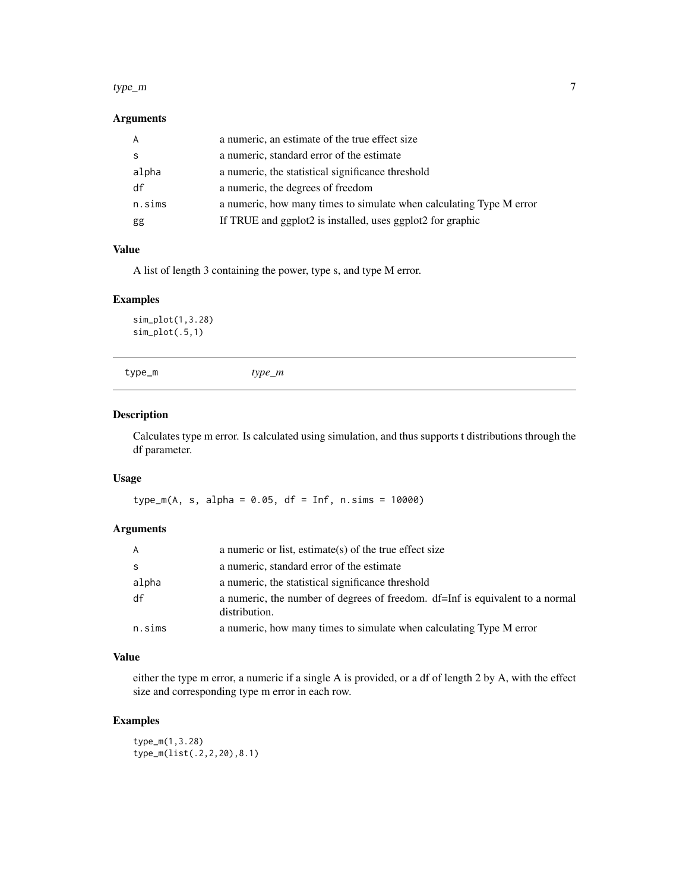## Arguments

| | |
|---|---|
| A | a numeric, an estimate of the true effect size |
| s | a numeric, standard error of the estimate |
| alpha | a numeric, the statistical significance threshold |
| df | a numeric, the degrees of freedom |
| n.sims | a numeric, how many times to simulate when calculating Type M error |
| gg | If TRUE and ggplot2 is installed, uses ggplot2 for graphic |

## Value

A list of length 3 containing the power, type s, and type M error.

## Examples

```
sim_plot(1,3.28)
sim_plot(.5,1)
```

---

# type_m    *type_m*

---

## Description

Calculates type m error. Is calculated using simulation, and thus supports t distributions through the df parameter.

## Usage

```
type_m(A, s, alpha = 0.05, df = Inf, n.sims = 10000)
```

## Arguments

| | |
|---|---|
| A | a numeric or list, estimate(s) of the true effect size |
| s | a numeric, standard error of the estimate |
| alpha | a numeric, the statistical significance threshold |
| df | a numeric, the number of degrees of freedom. df=Inf is equivalent to a normal distribution. |
| n.sims | a numeric, how many times to simulate when calculating Type M error |

## Value

either the type m error, a numeric if a single A is provided, or a df of length 2 by A, with the effect size and corresponding type m error in each row.

## Examples

```
type_m(1,3.28)
type_m(list(.2,2,20),8.1)
```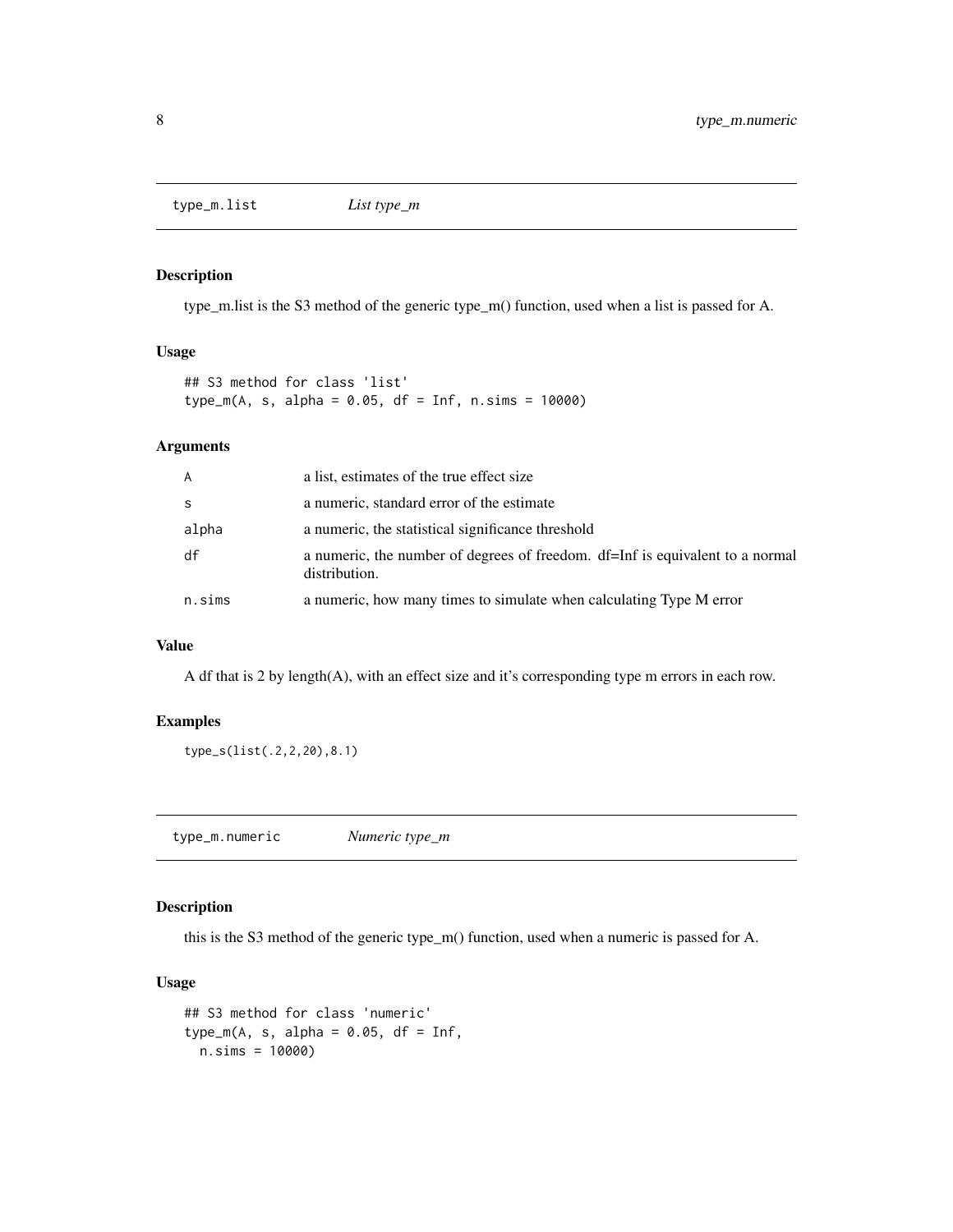## type_m.list *List type_m*

### Description

type_m.list is the S3 method of the generic type_m() function, used when a list is passed for A.

### Usage

```
## S3 method for class 'list'
type_m(A, s, alpha = 0.05, df = Inf, n.sims = 10000)
```

### Arguments

| | |
|---|---|
| A | a list, estimates of the true effect size |
| s | a numeric, standard error of the estimate |
| alpha | a numeric, the statistical significance threshold |
| df | a numeric, the number of degrees of freedom. df=Inf is equivalent to a normal distribution. |
| n.sims | a numeric, how many times to simulate when calculating Type M error |

### Value

A df that is 2 by length(A), with an effect size and it's corresponding type m errors in each row.

### Examples

```
type_s(list(.2,2,20),8.1)
```

## type_m.numeric *Numeric type_m*

### Description

this is the S3 method of the generic type_m() function, used when a numeric is passed for A.

### Usage

```
## S3 method for class 'numeric'
type_m(A, s, alpha = 0.05, df = Inf,
  n.sims = 10000)
```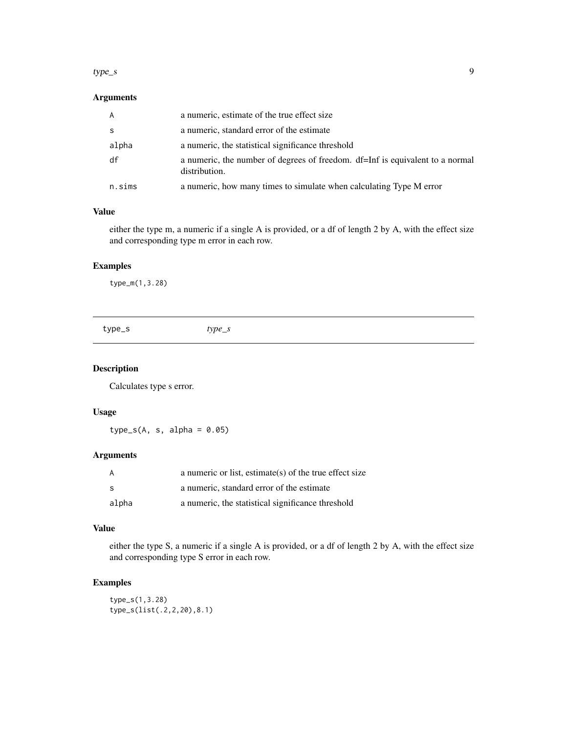### Arguments

| | |
|---|---|
| A | a numeric, estimate of the true effect size |
| s | a numeric, standard error of the estimate |
| alpha | a numeric, the statistical significance threshold |
| df | a numeric, the number of degrees of freedom. df=Inf is equivalent to a normal distribution. |
| n.sims | a numeric, how many times to simulate when calculating Type M error |

### Value

either the type m, a numeric if a single A is provided, or a df of length 2 by A, with the effect size and corresponding type m error in each row.

### Examples

```
type_m(1,3.28)
```

---

## type_s &nbsp;&nbsp;&nbsp;&nbsp; *type_s*

---

### Description

Calculates type s error.

### Usage

```
type_s(A, s, alpha = 0.05)
```

### Arguments

| | |
|---|---|
| A | a numeric or list, estimate(s) of the true effect size |
| s | a numeric, standard error of the estimate |
| alpha | a numeric, the statistical significance threshold |

### Value

either the type S, a numeric if a single A is provided, or a df of length 2 by A, with the effect size and corresponding type S error in each row.

### Examples

```
type_s(1,3.28)
type_s(list(.2,2,20),8.1)
```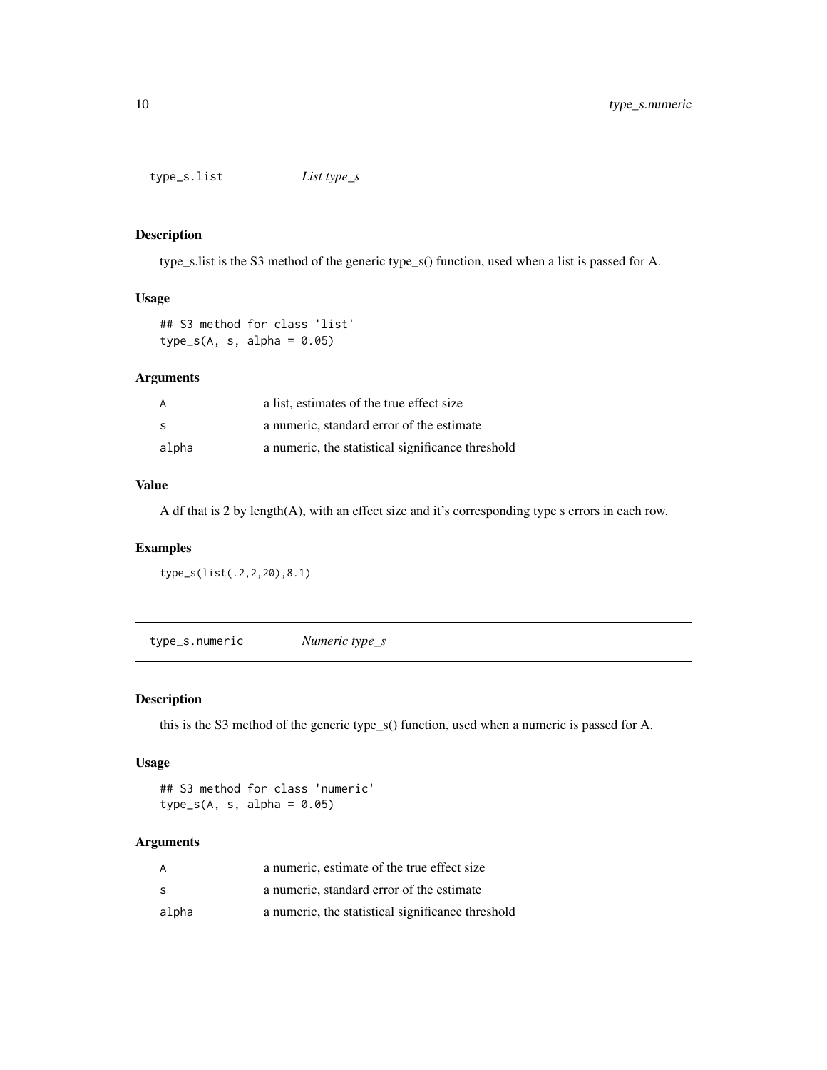## type_s.list    *List type_s*

### Description

type_s.list is the S3 method of the generic type_s() function, used when a list is passed for A.

### Usage

```
## S3 method for class 'list'
type_s(A, s, alpha = 0.05)
```

### Arguments

| | |
|---|---|
| A | a list, estimates of the true effect size |
| s | a numeric, standard error of the estimate |
| alpha | a numeric, the statistical significance threshold |

### Value

A df that is 2 by length(A), with an effect size and it's corresponding type s errors in each row.

### Examples

```
type_s(list(.2,2,20),8.1)
```

## type_s.numeric    *Numeric type_s*

### Description

this is the S3 method of the generic type_s() function, used when a numeric is passed for A.

### Usage

```
## S3 method for class 'numeric'
type_s(A, s, alpha = 0.05)
```

### Arguments

| | |
|---|---|
| A | a numeric, estimate of the true effect size |
| s | a numeric, standard error of the estimate |
| alpha | a numeric, the statistical significance threshold |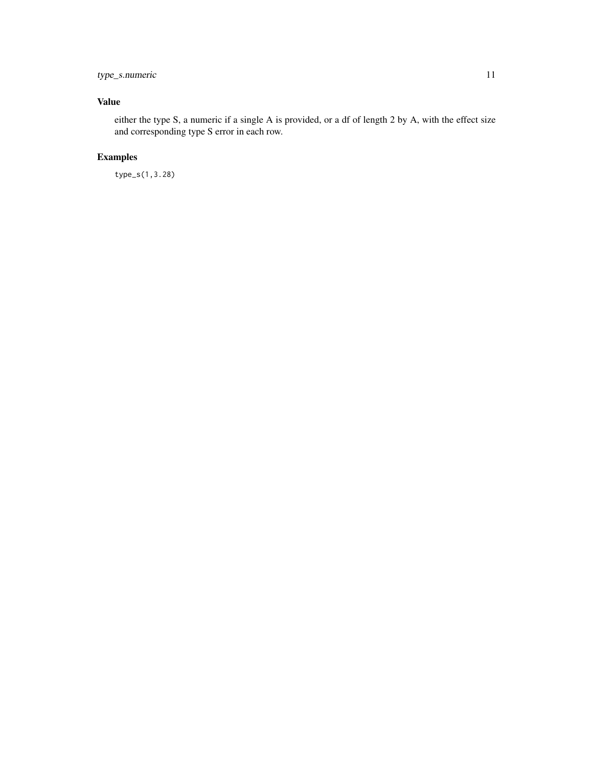## Value

either the type S, a numeric if a single A is provided, or a df of length 2 by A, with the effect size and corresponding type S error in each row.

## Examples

```
type_s(1,3.28)
```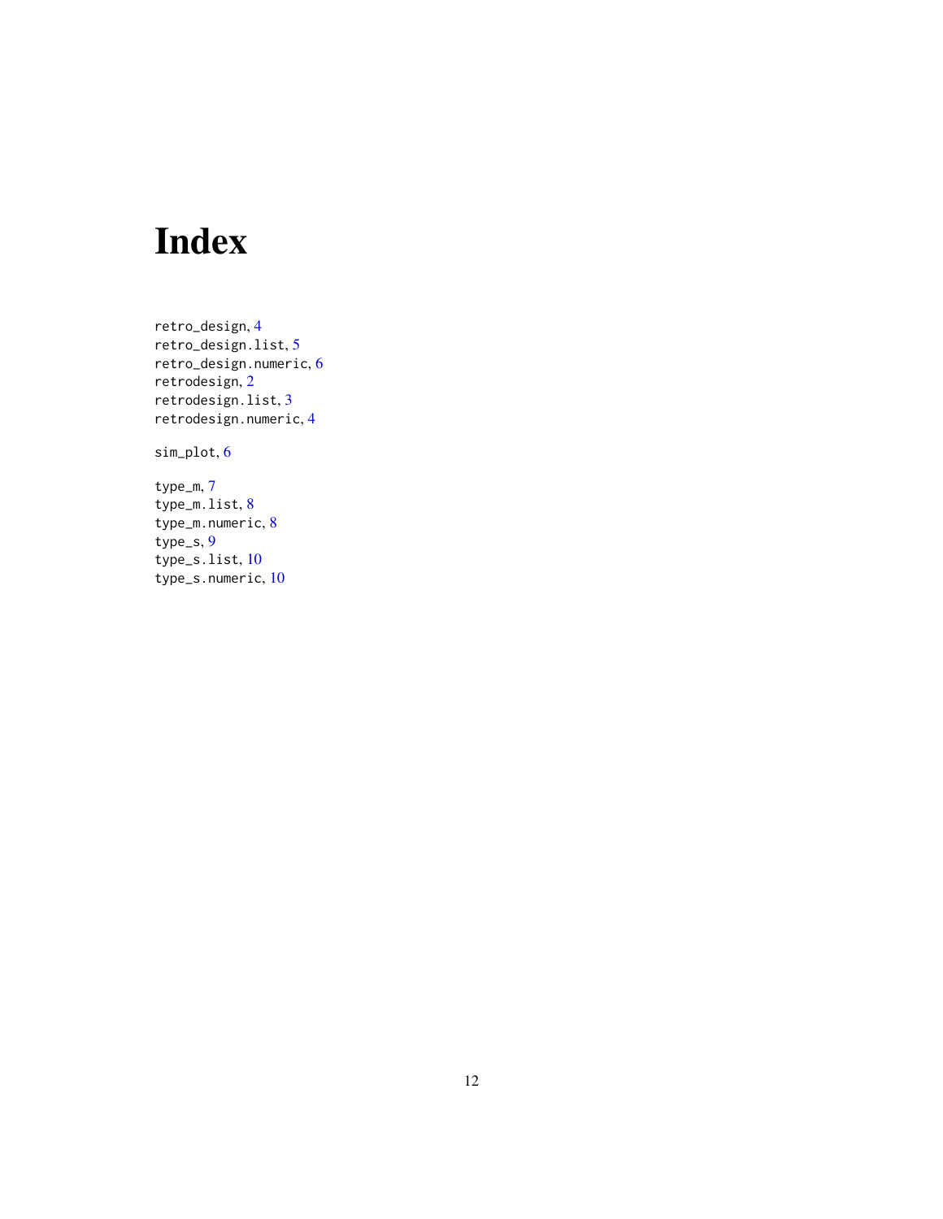# Index

retro_design, 4
retro_design.list, 5
retro_design.numeric, 6
retrodesign, 2
retrodesign.list, 3
retrodesign.numeric, 4

sim_plot, 6

type_m, 7
type_m.list, 8
type_m.numeric, 8
type_s, 9
type_s.list, 10
type_s.numeric, 10